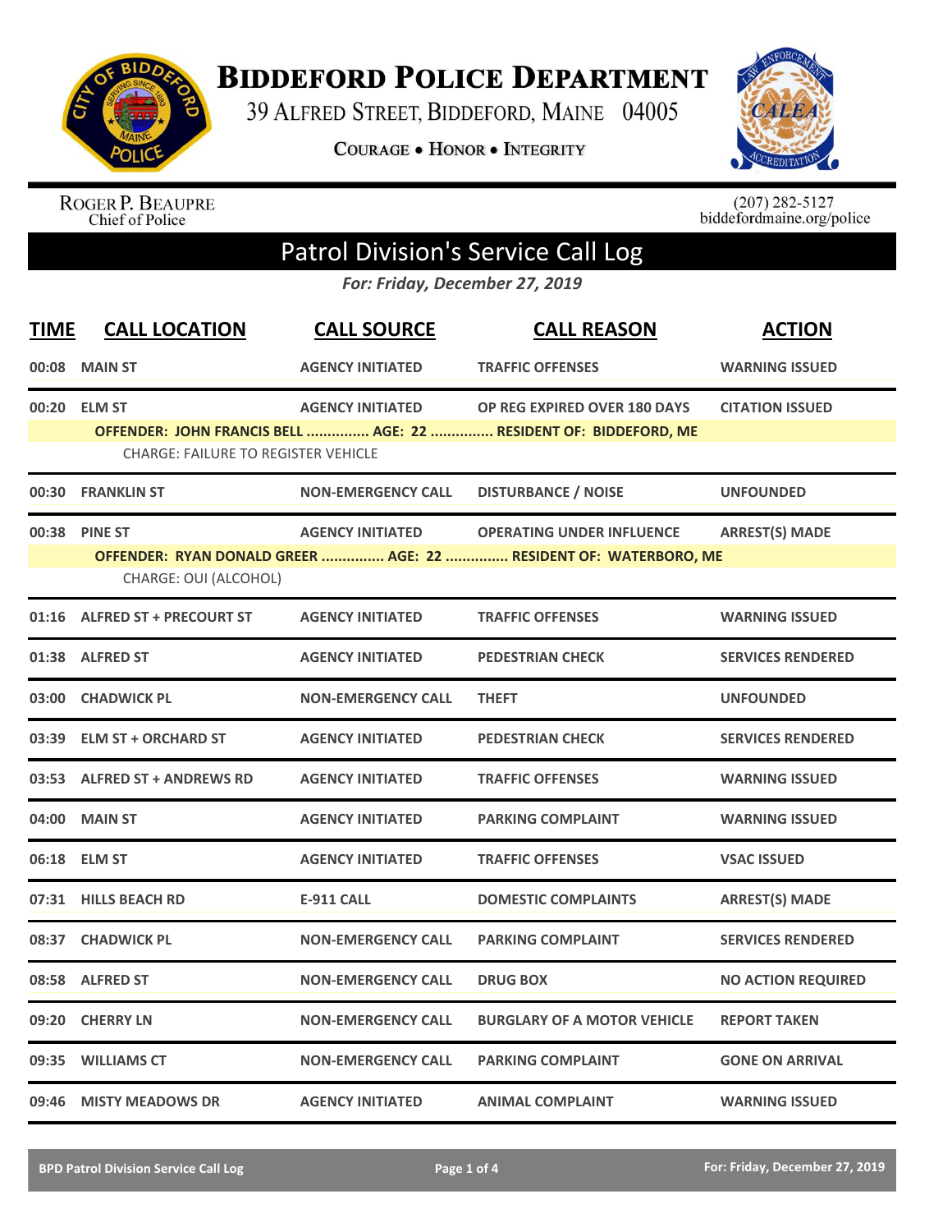# BIDDEFORD POLICE DEPARTMENT

39 ALFRED STREET, BIDDEFORD, MAINE 04005

COURAGE • HONOR • INTEGRITY

ROGER P. BEAUPRE
Chief of Police

(207) 282-5127
biddefordmaine.org/police

## Patrol Division's Service Call Log

*For: Friday, December 27, 2019*

| TIME | CALL LOCATION | CALL SOURCE | CALL REASON | ACTION |
|---|---|---|---|---|
| 00:08 | MAIN ST | AGENCY INITIATED | TRAFFIC OFFENSES | WARNING ISSUED |
| 00:20 | ELM ST | AGENCY INITIATED | OP REG EXPIRED OVER 180 DAYS | CITATION ISSUED |
| | OFFENDER: JOHN FRANCIS BELL ............... AGE: 22 ............... RESIDENT OF: BIDDEFORD, ME | | | |
| | CHARGE: FAILURE TO REGISTER VEHICLE | | | |
| 00:30 | FRANKLIN ST | NON-EMERGENCY CALL | DISTURBANCE / NOISE | UNFOUNDED |
| 00:38 | PINE ST | AGENCY INITIATED | OPERATING UNDER INFLUENCE | ARREST(S) MADE |
| | OFFENDER: RYAN DONALD GREER ............... AGE: 22 ............... RESIDENT OF: WATERBORO, ME | | | |
| | CHARGE: OUI (ALCOHOL) | | | |
| 01:16 | ALFRED ST + PRECOURT ST | AGENCY INITIATED | TRAFFIC OFFENSES | WARNING ISSUED |
| 01:38 | ALFRED ST | AGENCY INITIATED | PEDESTRIAN CHECK | SERVICES RENDERED |
| 03:00 | CHADWICK PL | NON-EMERGENCY CALL | THEFT | UNFOUNDED |
| 03:39 | ELM ST + ORCHARD ST | AGENCY INITIATED | PEDESTRIAN CHECK | SERVICES RENDERED |
| 03:53 | ALFRED ST + ANDREWS RD | AGENCY INITIATED | TRAFFIC OFFENSES | WARNING ISSUED |
| 04:00 | MAIN ST | AGENCY INITIATED | PARKING COMPLAINT | WARNING ISSUED |
| 06:18 | ELM ST | AGENCY INITIATED | TRAFFIC OFFENSES | VSAC ISSUED |
| 07:31 | HILLS BEACH RD | E-911 CALL | DOMESTIC COMPLAINTS | ARREST(S) MADE |
| 08:37 | CHADWICK PL | NON-EMERGENCY CALL | PARKING COMPLAINT | SERVICES RENDERED |
| 08:58 | ALFRED ST | NON-EMERGENCY CALL | DRUG BOX | NO ACTION REQUIRED |
| 09:20 | CHERRY LN | NON-EMERGENCY CALL | BURGLARY OF A MOTOR VEHICLE | REPORT TAKEN |
| 09:35 | WILLIAMS CT | NON-EMERGENCY CALL | PARKING COMPLAINT | GONE ON ARRIVAL |
| 09:46 | MISTY MEADOWS DR | AGENCY INITIATED | ANIMAL COMPLAINT | WARNING ISSUED |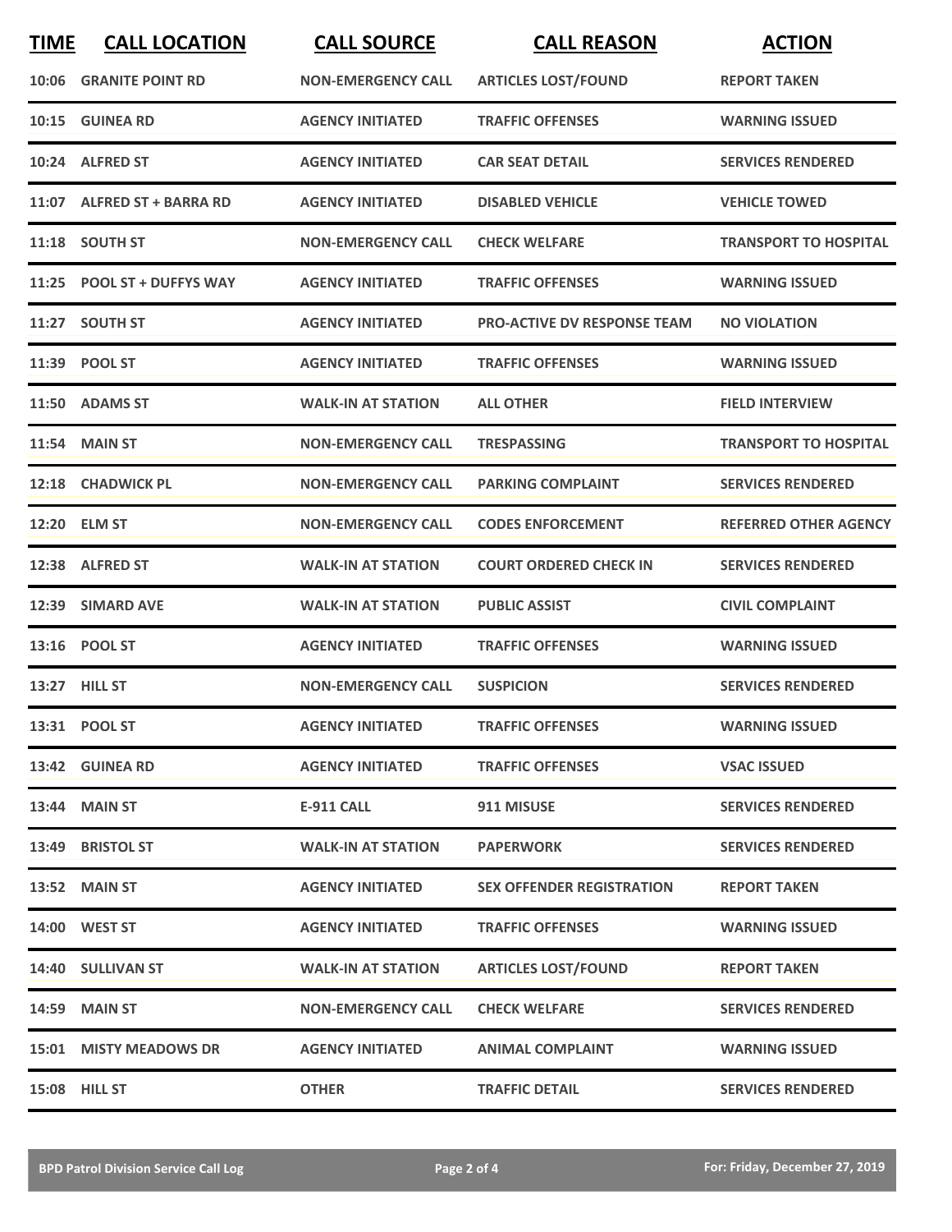| TIME | CALL LOCATION | CALL SOURCE | CALL REASON | ACTION |
| --- | --- | --- | --- | --- |
| 10:06 | GRANITE POINT RD | NON-EMERGENCY CALL | ARTICLES LOST/FOUND | REPORT TAKEN |
| 10:15 | GUINEA RD | AGENCY INITIATED | TRAFFIC OFFENSES | WARNING ISSUED |
| 10:24 | ALFRED ST | AGENCY INITIATED | CAR SEAT DETAIL | SERVICES RENDERED |
| 11:07 | ALFRED ST + BARRA RD | AGENCY INITIATED | DISABLED VEHICLE | VEHICLE TOWED |
| 11:18 | SOUTH ST | NON-EMERGENCY CALL | CHECK WELFARE | TRANSPORT TO HOSPITAL |
| 11:25 | POOL ST + DUFFYS WAY | AGENCY INITIATED | TRAFFIC OFFENSES | WARNING ISSUED |
| 11:27 | SOUTH ST | AGENCY INITIATED | PRO-ACTIVE DV RESPONSE TEAM | NO VIOLATION |
| 11:39 | POOL ST | AGENCY INITIATED | TRAFFIC OFFENSES | WARNING ISSUED |
| 11:50 | ADAMS ST | WALK-IN AT STATION | ALL OTHER | FIELD INTERVIEW |
| 11:54 | MAIN ST | NON-EMERGENCY CALL | TRESPASSING | TRANSPORT TO HOSPITAL |
| 12:18 | CHADWICK PL | NON-EMERGENCY CALL | PARKING COMPLAINT | SERVICES RENDERED |
| 12:20 | ELM ST | NON-EMERGENCY CALL | CODES ENFORCEMENT | REFERRED OTHER AGENCY |
| 12:38 | ALFRED ST | WALK-IN AT STATION | COURT ORDERED CHECK IN | SERVICES RENDERED |
| 12:39 | SIMARD AVE | WALK-IN AT STATION | PUBLIC ASSIST | CIVIL COMPLAINT |
| 13:16 | POOL ST | AGENCY INITIATED | TRAFFIC OFFENSES | WARNING ISSUED |
| 13:27 | HILL ST | NON-EMERGENCY CALL | SUSPICION | SERVICES RENDERED |
| 13:31 | POOL ST | AGENCY INITIATED | TRAFFIC OFFENSES | WARNING ISSUED |
| 13:42 | GUINEA RD | AGENCY INITIATED | TRAFFIC OFFENSES | VSAC ISSUED |
| 13:44 | MAIN ST | E-911 CALL | 911 MISUSE | SERVICES RENDERED |
| 13:49 | BRISTOL ST | WALK-IN AT STATION | PAPERWORK | SERVICES RENDERED |
| 13:52 | MAIN ST | AGENCY INITIATED | SEX OFFENDER REGISTRATION | REPORT TAKEN |
| 14:00 | WEST ST | AGENCY INITIATED | TRAFFIC OFFENSES | WARNING ISSUED |
| 14:40 | SULLIVAN ST | WALK-IN AT STATION | ARTICLES LOST/FOUND | REPORT TAKEN |
| 14:59 | MAIN ST | NON-EMERGENCY CALL | CHECK WELFARE | SERVICES RENDERED |
| 15:01 | MISTY MEADOWS DR | AGENCY INITIATED | ANIMAL COMPLAINT | WARNING ISSUED |
| 15:08 | HILL ST | OTHER | TRAFFIC DETAIL | SERVICES RENDERED |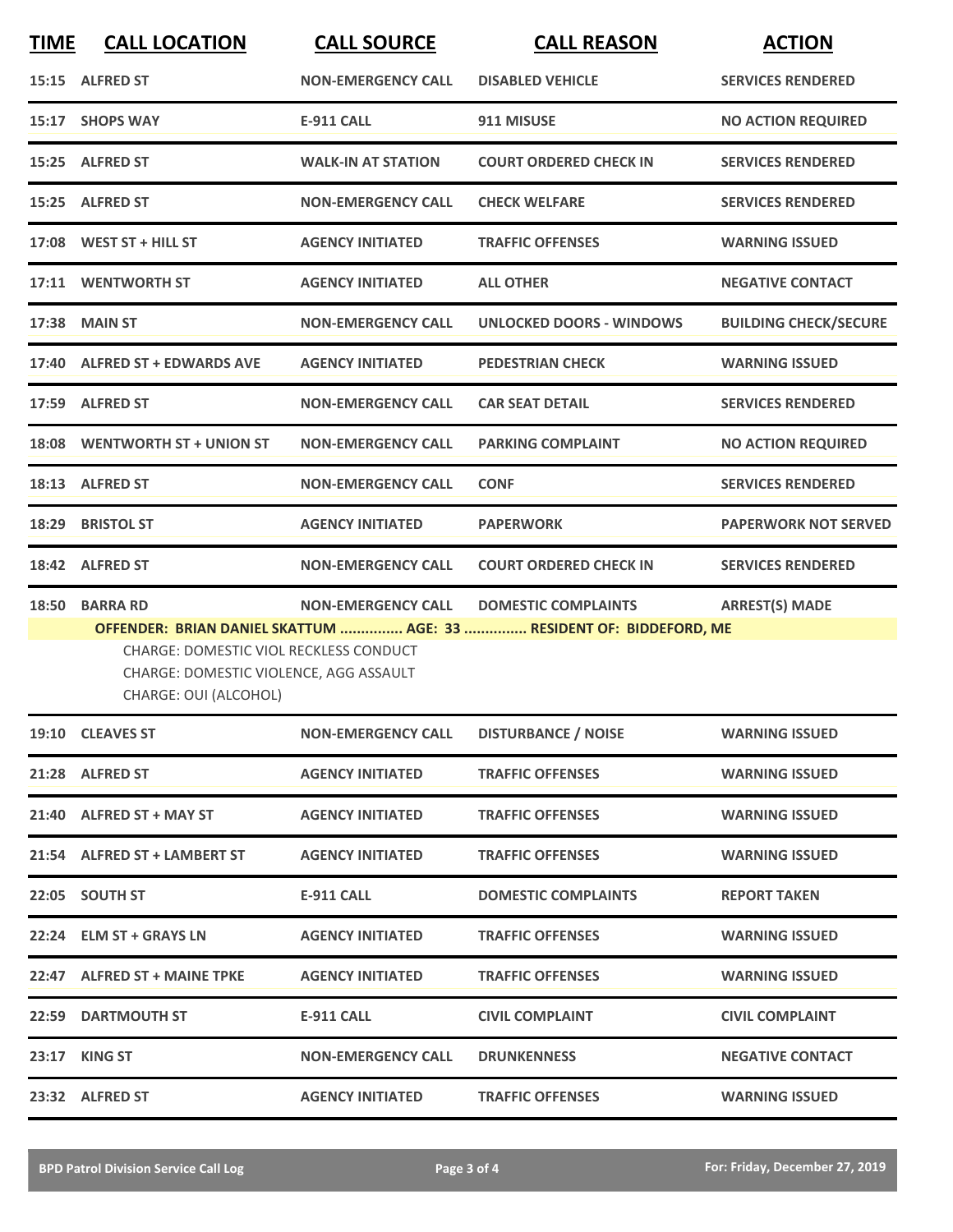| TIME | CALL LOCATION | CALL SOURCE | CALL REASON | ACTION |
|---|---|---|---|---|
| 15:15 | ALFRED ST | NON-EMERGENCY CALL | DISABLED VEHICLE | SERVICES RENDERED |
| 15:17 | SHOPS WAY | E-911 CALL | 911 MISUSE | NO ACTION REQUIRED |
| 15:25 | ALFRED ST | WALK-IN AT STATION | COURT ORDERED CHECK IN | SERVICES RENDERED |
| 15:25 | ALFRED ST | NON-EMERGENCY CALL | CHECK WELFARE | SERVICES RENDERED |
| 17:08 | WEST ST + HILL ST | AGENCY INITIATED | TRAFFIC OFFENSES | WARNING ISSUED |
| 17:11 | WENTWORTH ST | AGENCY INITIATED | ALL OTHER | NEGATIVE CONTACT |
| 17:38 | MAIN ST | NON-EMERGENCY CALL | UNLOCKED DOORS - WINDOWS | BUILDING CHECK/SECURE |
| 17:40 | ALFRED ST + EDWARDS AVE | AGENCY INITIATED | PEDESTRIAN CHECK | WARNING ISSUED |
| 17:59 | ALFRED ST | NON-EMERGENCY CALL | CAR SEAT DETAIL | SERVICES RENDERED |
| 18:08 | WENTWORTH ST + UNION ST | NON-EMERGENCY CALL | PARKING COMPLAINT | NO ACTION REQUIRED |
| 18:13 | ALFRED ST | NON-EMERGENCY CALL | CONF | SERVICES RENDERED |
| 18:29 | BRISTOL ST | AGENCY INITIATED | PAPERWORK | PAPERWORK NOT SERVED |
| 18:42 | ALFRED ST | NON-EMERGENCY CALL | COURT ORDERED CHECK IN | SERVICES RENDERED |
| 18:50 | BARRA RD | NON-EMERGENCY CALL | DOMESTIC COMPLAINTS | ARREST(S) MADE |

**OFFENDER: BRIAN DANIEL SKATTUM ............... AGE: 33 ............... RESIDENT OF: BIDDEFORD, ME**

CHARGE: DOMESTIC VIOL RECKLESS CONDUCT
CHARGE: DOMESTIC VIOLENCE, AGG ASSAULT
CHARGE: OUI (ALCOHOL)

| TIME | CALL LOCATION | CALL SOURCE | CALL REASON | ACTION |
|---|---|---|---|---|
| 19:10 | CLEAVES ST | NON-EMERGENCY CALL | DISTURBANCE / NOISE | WARNING ISSUED |
| 21:28 | ALFRED ST | AGENCY INITIATED | TRAFFIC OFFENSES | WARNING ISSUED |
| 21:40 | ALFRED ST + MAY ST | AGENCY INITIATED | TRAFFIC OFFENSES | WARNING ISSUED |
| 21:54 | ALFRED ST + LAMBERT ST | AGENCY INITIATED | TRAFFIC OFFENSES | WARNING ISSUED |
| 22:05 | SOUTH ST | E-911 CALL | DOMESTIC COMPLAINTS | REPORT TAKEN |
| 22:24 | ELM ST + GRAYS LN | AGENCY INITIATED | TRAFFIC OFFENSES | WARNING ISSUED |
| 22:47 | ALFRED ST + MAINE TPKE | AGENCY INITIATED | TRAFFIC OFFENSES | WARNING ISSUED |
| 22:59 | DARTMOUTH ST | E-911 CALL | CIVIL COMPLAINT | CIVIL COMPLAINT |
| 23:17 | KING ST | NON-EMERGENCY CALL | DRUNKENNESS | NEGATIVE CONTACT |
| 23:32 | ALFRED ST | AGENCY INITIATED | TRAFFIC OFFENSES | WARNING ISSUED |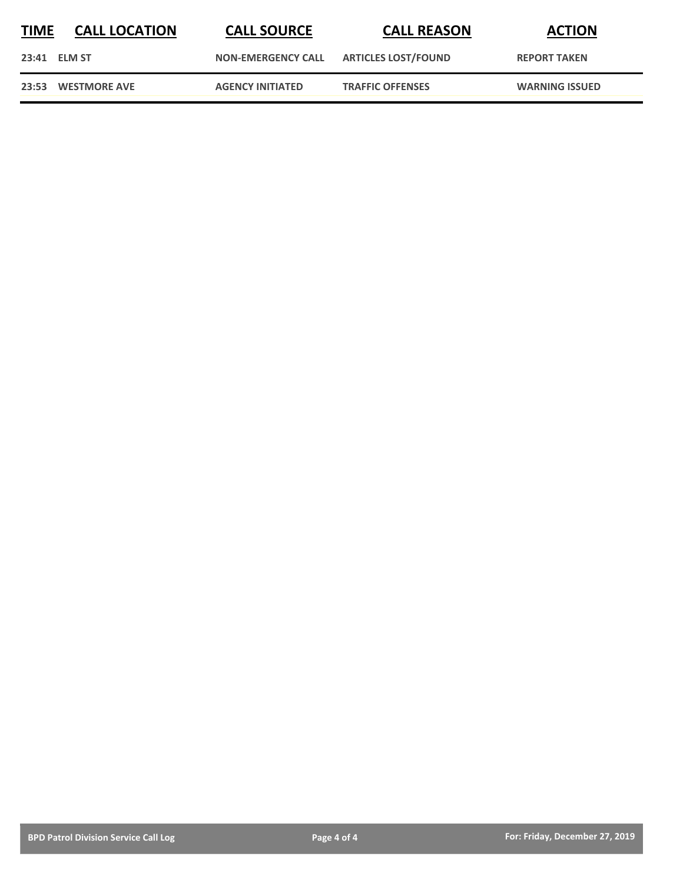| TIME | CALL LOCATION | CALL SOURCE | CALL REASON | ACTION |
|---|---|---|---|---|
| 23:41 | ELM ST | NON-EMERGENCY CALL | ARTICLES LOST/FOUND | REPORT TAKEN |
| 23:53 | WESTMORE AVE | AGENCY INITIATED | TRAFFIC OFFENSES | WARNING ISSUED |